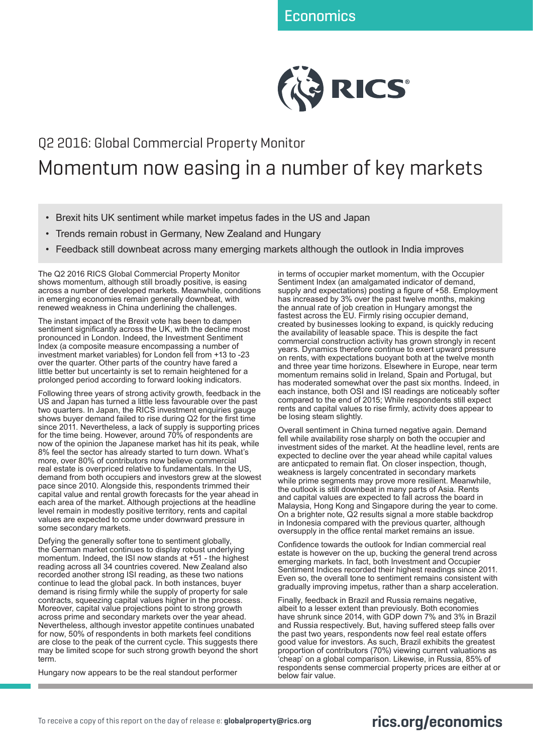Economics

RICS

Q2 2016: Global Commercial Property Monitor

# Momentum now easing in a number of key markets

- Brexit hits UK sentiment while market impetus fades in the US and Japan
- Trends remain robust in Germany, New Zealand and Hungary
- Feedback still downbeat across many emerging markets although the outlook in India improves

The Q2 2016 RICS Global Commercial Property Monitor shows momentum, although still broadly positive, is easing across a number of developed markets. Meanwhile, conditions in emerging economies remain generally downbeat, with renewed weakness in China underlining the challenges.

The instant impact of the Brexit vote has been to dampen sentiment significantly across the UK, with the decline most pronounced in London. Indeed, the Investment Sentiment Index (a composite measure encompassing a number of investment market variables) for London fell from +13 to -23 over the quarter. Other parts of the country have fared a little better but uncertainty is set to remain heightened for a prolonged period according to forward looking indicators.

Following three years of strong activity growth, feedback in the US and Japan has turned a little less favourable over the past two quarters. In Japan, the RICS investment enquiries gauge shows buyer demand failed to rise during Q2 for the first time since 2011. Nevertheless, a lack of supply is supporting prices for the time being. However, around 70% of respondents are now of the opinion the Japanese market has hit its peak, while 8% feel the sector has already started to turn down. What's more, over 80% of contributors now believe commercial real estate is overpriced relative to fundamentals. In the US, demand from both occupiers and investors grew at the slowest pace since 2010. Alongside this, respondents trimmed their capital value and rental growth forecasts for the year ahead in each area of the market. Although projections at the headline level remain in modestly positive territory, rents and capital values are expected to come under downward pressure in some secondary markets.

Defying the generally softer tone to sentiment globally, the German market continues to display robust underlying momentum. Indeed, the ISI now stands at +51 - the highest reading across all 34 countries covered. New Zealand also recorded another strong ISI reading, as these two nations continue to lead the global pack. In both instances, buyer demand is rising firmly while the supply of property for sale contracts, squeezing capital values higher in the process. Moreover, capital value projections point to strong growth across prime and secondary markets over the year ahead. Nevertheless, although investor appetite continues unabated for now, 50% of respondents in both markets feel conditions are close to the peak of the current cycle. This suggests there may be limited scope for such strong growth beyond the short term.

Hungary now appears to be the real standout performer in terms of occupier market momentum, with the Occupier Sentiment Index (an amalgamated indicator of demand, supply and expectations) posting a figure of +58. Employment has increased by 3% over the past twelve months, making the annual rate of job creation in Hungary amongst the fastest across the EU. Firmly rising occupier demand, created by businesses looking to expand, is quickly reducing the availability of leasable space. This is despite the fact commercial construction activity has grown strongly in recent years. Dynamics therefore continue to exert upward pressure on rents, with expectations buoyant both at the twelve month and three year time horizons. Elsewhere in Europe, near term momentum remains solid in Ireland, Spain and Portugal, but has moderated somewhat over the past six months. Indeed, in each instance, both OSI and ISI readings are noticeably softer compared to the end of 2015; While respondents still expect rents and capital values to rise firmly, activity does appear to be losing steam slightly.

Overall sentiment in China turned negative again. Demand fell while availability rose sharply on both the occupier and investment sides of the market. At the headline level, rents are expected to decline over the year ahead while capital values are anticpated to remain flat. On closer inspection, though, weakness is largely concentrated in secondary markets while prime segments may prove more resilient. Meanwhile, the outlook is still downbeat in many parts of Asia. Rents and capital values are expected to fall across the board in Malaysia, Hong Kong and Singapore during the year to come. On a brighter note, Q2 results signal a more stable backdrop in Indonesia compared with the previous quarter, although oversupply in the office rental market remains an issue.

Confidence towards the outlook for Indian commercial real estate is however on the up, bucking the general trend across emerging markets. In fact, both Investment and Occupier Sentiment Indices recorded their highest readings since 2011. Even so, the overall tone to sentiment remains consistent with gradually improving impetus, rather than a sharp acceleration.

Finally, feedback in Brazil and Russia remains negative, albeit to a lesser extent than previously. Both economies have shrunk since 2014, with GDP down 7% and 3% in Brazil and Russia respectively. But, having suffered steep falls over the past two years, respondents now feel real estate offers good value for investors. As such, Brazil exhibits the greatest proportion of contributors (70%) viewing current valuations as 'cheap' on a global comparison. Likewise, in Russia, 85% of respondents sense commercial property prices are either at or below fair value.

To receive a copy of this report on the day of release e: **globalproperty@rics.org**

**rics.org/economics**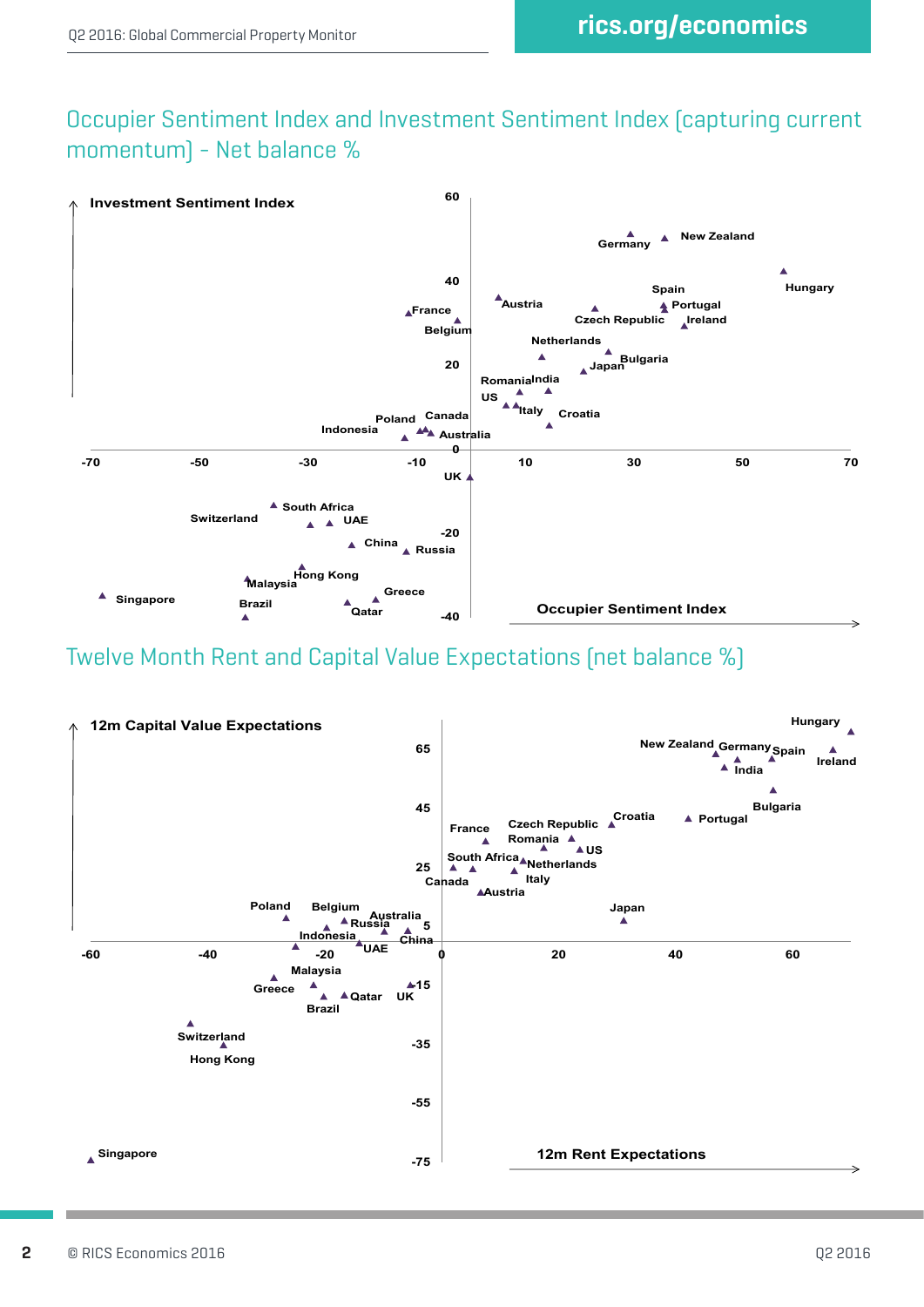## Occupier Sentiment Index and Investment Sentiment Index (capturing current momentum) - Net balance %

Investment Sentiment Index

60

Germany New Zealand

40 Hungary

Austria Spain

France Portugal

Belgium Czech Republic Ireland

Netherlands

20 Bulgaria

Japan

Romania India

US

Italy Croatia

Poland Canada

Indonesia Australia

0

-70 -50 -30 -10 10 30 50 70

UK

South Africa

Switzerland UAE

-20

China Russia

Hong Kong

Malaysia

Singapore Greece

Brazil Qatar

-40

Occupier Sentiment Index

## Twelve Month Rent and Capital Value Expectations (net balance %)

12m Capital Value Expectations

Hungary

65 New Zealand Germany Spain Ireland

India

45 Bulgaria

Croatia Portugal

France Czech Republic

Romania US

25 South Africa Netherlands

Canada Italy

Austria

Poland Belgium Japan

Australia

Russia 5

Indonesia China

-60 -40 -20 UAE 0 20 40 60

Malaysia

Greece -15

Qatar UK

Brazil

Switzerland

Hong Kong -35

-55

Singapore -75

12m Rent Expectations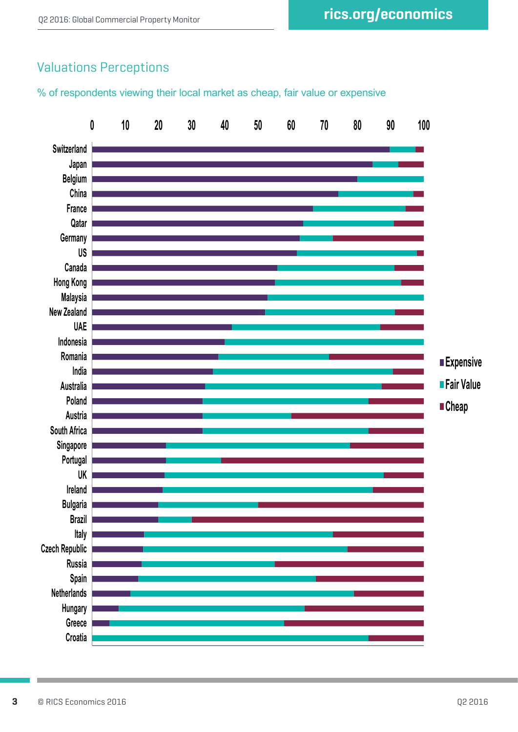## Valuations Perceptions

% of respondents viewing their local market as cheap, fair value or expensive

0 10 20 30 40 50 60 70 80 90 100

Switzerland
Japan
Belgium
China
France
Qatar
Germany
US
Canada
Hong Kong
Malaysia
New Zealand
UAE
Indonesia
Romania
India
Australia
Poland
Austria
South Africa
Singapore
Portugal
UK
Ireland
Bulgaria
Brazil
Italy
Czech Republic
Russia
Spain
Netherlands
Hungary
Greece
Croatia

- Expensive
- Fair Value
- Cheap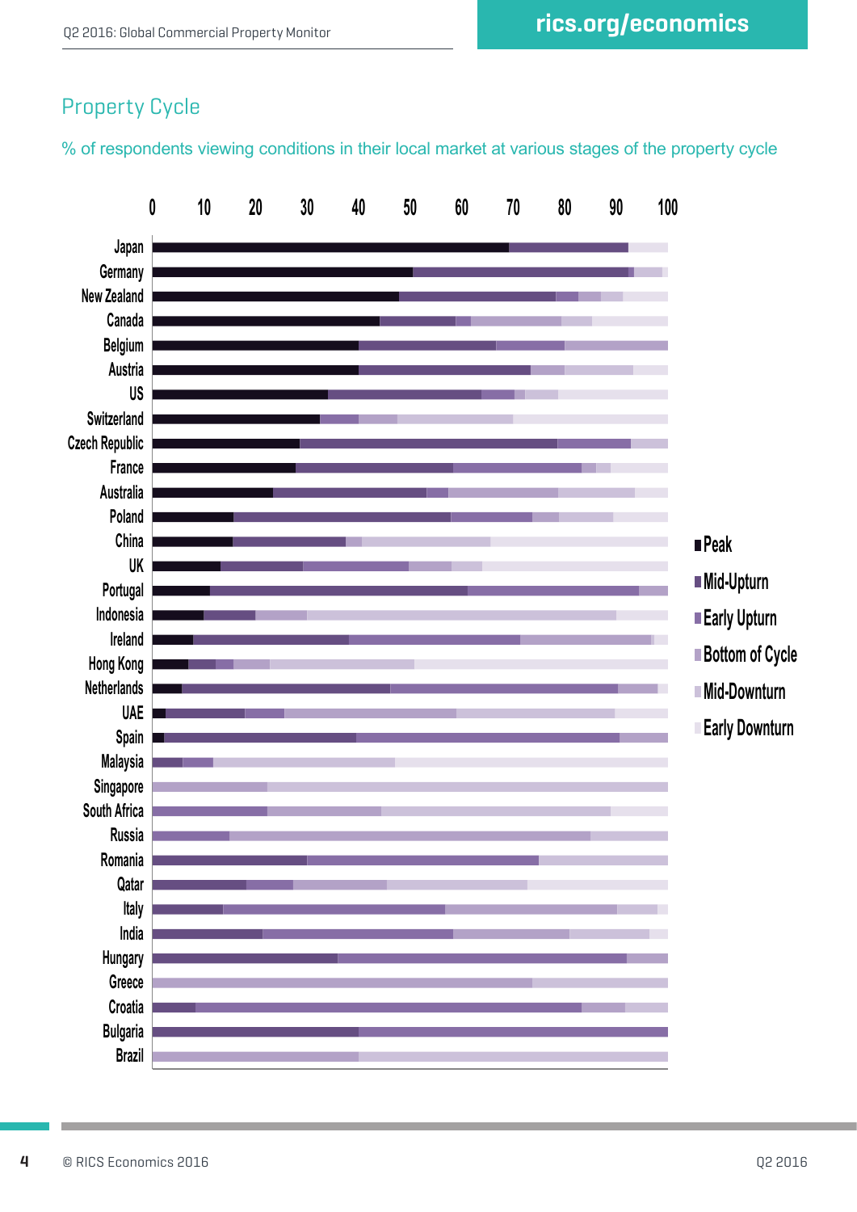## Property Cycle

% of respondents viewing conditions in their local market at various stages of the property cycle

0 10 20 30 40 50 60 70 80 90 100

Japan
Germany
New Zealand
Canada
Belgium
Austria
US
Switzerland
Czech Republic
France
Australia
Poland
China
UK
Portugal
Indonesia
Ireland
Hong Kong
Netherlands
UAE
Spain
Malaysia
Singapore
South Africa
Russia
Romania
Qatar
Italy
India
Hungary
Greece
Croatia
Bulgaria
Brazil

- Peak
- Mid-Upturn
- Early Upturn
- Bottom of Cycle
- Mid-Downturn
- Early Downturn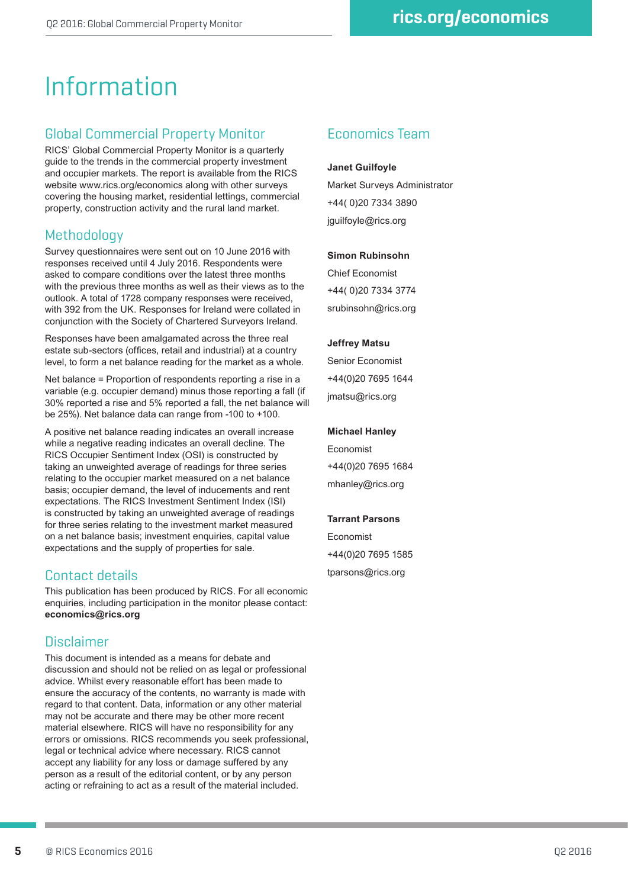# Information

## Global Commercial Property Monitor

RICS' Global Commercial Property Monitor is a quarterly guide to the trends in the commercial property investment and occupier markets. The report is available from the RICS website www.rics.org/economics along with other surveys covering the housing market, residential lettings, commercial property, construction activity and the rural land market.

## Methodology

Survey questionnaires were sent out on 10 June 2016 with responses received until 4 July 2016. Respondents were asked to compare conditions over the latest three months with the previous three months as well as their views as to the outlook. A total of 1728 company responses were received, with 392 from the UK. Responses for Ireland were collated in conjunction with the Society of Chartered Surveyors Ireland.

Responses have been amalgamated across the three real estate sub-sectors (offices, retail and industrial) at a country level, to form a net balance reading for the market as a whole.

Net balance = Proportion of respondents reporting a rise in a variable (e.g. occupier demand) minus those reporting a fall (if 30% reported a rise and 5% reported a fall, the net balance will be 25%). Net balance data can range from -100 to +100.

A positive net balance reading indicates an overall increase while a negative reading indicates an overall decline. The RICS Occupier Sentiment Index (OSI) is constructed by taking an unweighted average of readings for three series relating to the occupier market measured on a net balance basis; occupier demand, the level of inducements and rent expectations. The RICS Investment Sentiment Index (ISI) is constructed by taking an unweighted average of readings for three series relating to the investment market measured on a net balance basis; investment enquiries, capital value expectations and the supply of properties for sale.

## Contact details

This publication has been produced by RICS. For all economic enquiries, including participation in the monitor please contact: **economics@rics.org**

## Disclaimer

This document is intended as a means for debate and discussion and should not be relied on as legal or professional advice. Whilst every reasonable effort has been made to ensure the accuracy of the contents, no warranty is made with regard to that content. Data, information or any other material may not be accurate and there may be other more recent material elsewhere. RICS will have no responsibility for any errors or omissions. RICS recommends you seek professional, legal or technical advice where necessary. RICS cannot accept any liability for any loss or damage suffered by any person as a result of the editorial content, or by any person acting or refraining to act as a result of the material included.

## Economics Team

**Janet Guilfoyle**
Market Surveys Administrator
+44( 0)20 7334 3890
jguilfoyle@rics.org

**Simon Rubinsohn**
Chief Economist
+44( 0)20 7334 3774
srubinsohn@rics.org

**Jeffrey Matsu**
Senior Economist
+44(0)20 7695 1644
jmatsu@rics.org

**Michael Hanley**
Economist
+44(0)20 7695 1684
mhanley@rics.org

**Tarrant Parsons**
Economist
+44(0)20 7695 1585
tparsons@rics.org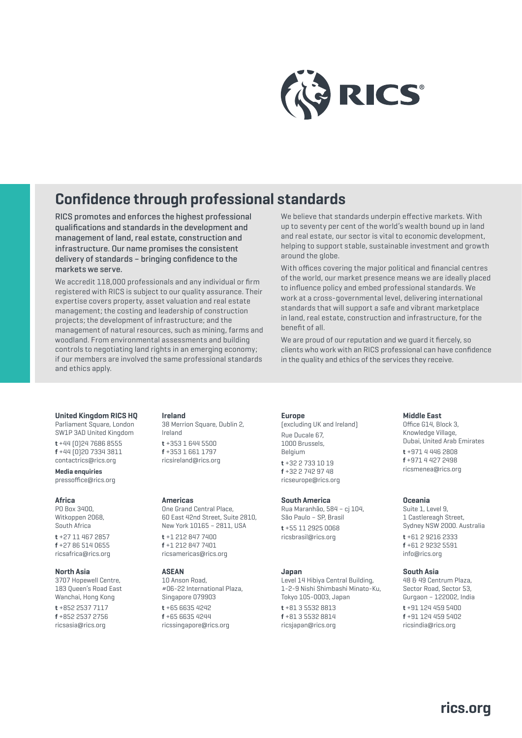RICS®

## Confidence through professional standards

**RICS promotes and enforces the highest professional qualifications and standards in the development and management of land, real estate, construction and infrastructure. Our name promises the consistent delivery of standards – bringing confidence to the markets we serve.**

We accredit 118,000 professionals and any individual or firm registered with RICS is subject to our quality assurance. Their expertise covers property, asset valuation and real estate management; the costing and leadership of construction projects; the development of infrastructure; and the management of natural resources, such as mining, farms and woodland. From environmental assessments and building controls to negotiating land rights in an emerging economy; if our members are involved the same professional standards and ethics apply.

We believe that standards underpin effective markets. With up to seventy per cent of the world's wealth bound up in land and real estate, our sector is vital to economic development, helping to support stable, sustainable investment and growth around the globe.

With offices covering the major political and financial centres of the world, our market presence means we are ideally placed to influence policy and embed professional standards. We work at a cross-governmental level, delivering international standards that will support a safe and vibrant marketplace in land, real estate, construction and infrastructure, for the benefit of all.

We are proud of our reputation and we guard it fiercely, so clients who work with an RICS professional can have confidence in the quality and ethics of the services they receive.

**United Kingdom RICS HQ**
Parliament Square, London
SW1P 3AD United Kingdom
**t** +44 (0)24 7686 8555
**f** +44 (0)20 7334 3811
contactrics@rics.org

**Media enquiries**
pressoffice@rics.org

**Africa**
PO Box 3400,
Witkoppen 2068,
South Africa
**t** +27 11 467 2857
**f** +27 86 514 0655
ricsafrica@rics.org

**North Asia**
3707 Hopewell Centre,
183 Queen's Road East
Wanchai, Hong Kong
**t** +852 2537 7117
**f** +852 2537 2756
ricsasia@rics.org

**Ireland**
38 Merrion Square, Dublin 2,
Ireland
**t** +353 1 644 5500
**f** +353 1 661 1797
ricsireland@rics.org

**Americas**
One Grand Central Place,
60 East 42nd Street, Suite 2810,
New York 10165 – 2811, USA
**t** +1 212 847 7400
**f** +1 212 847 7401
ricsamericas@rics.org

**ASEAN**
10 Anson Road,
#06-22 International Plaza,
Singapore 079903
**t** +65 6635 4242
**f** +65 6635 4244
ricssingapore@rics.org

**Europe**
(excluding UK and Ireland)
Rue Ducale 67,
1000 Brussels,
Belgium
**t** +32 2 733 10 19
**f** +32 2 742 97 48
ricseurope@rics.org

**South America**
Rua Maranhão, 584 – cj 104,
São Paulo – SP, Brasil
**t** +55 11 2925 0068
ricsbrasil@rics.org

**Japan**
Level 14 Hibiya Central Building,
1-2-9 Nishi Shimbashi Minato-Ku,
Tokyo 105-0003, Japan
**t** +81 3 5532 8813
**f** +81 3 5532 8814
ricsjapan@rics.org

**Middle East**
Office G14, Block 3,
Knowledge Village,
Dubai, United Arab Emirates
**t** +971 4 446 2808
**f** +971 4 427 2498
ricsmenea@rics.org

**Oceania**
Suite 1, Level 9,
1 Castlereagh Street,
Sydney NSW 2000. Australia
**t** +61 2 9216 2333
**f** +61 2 9232 5591
info@rics.org

**South Asia**
48 & 49 Centrum Plaza,
Sector Road, Sector 53,
Gurgaon – 122002, India
**t** +91 124 459 5400
**f** +91 124 459 5402
ricsindia@rics.org

**rics.org**